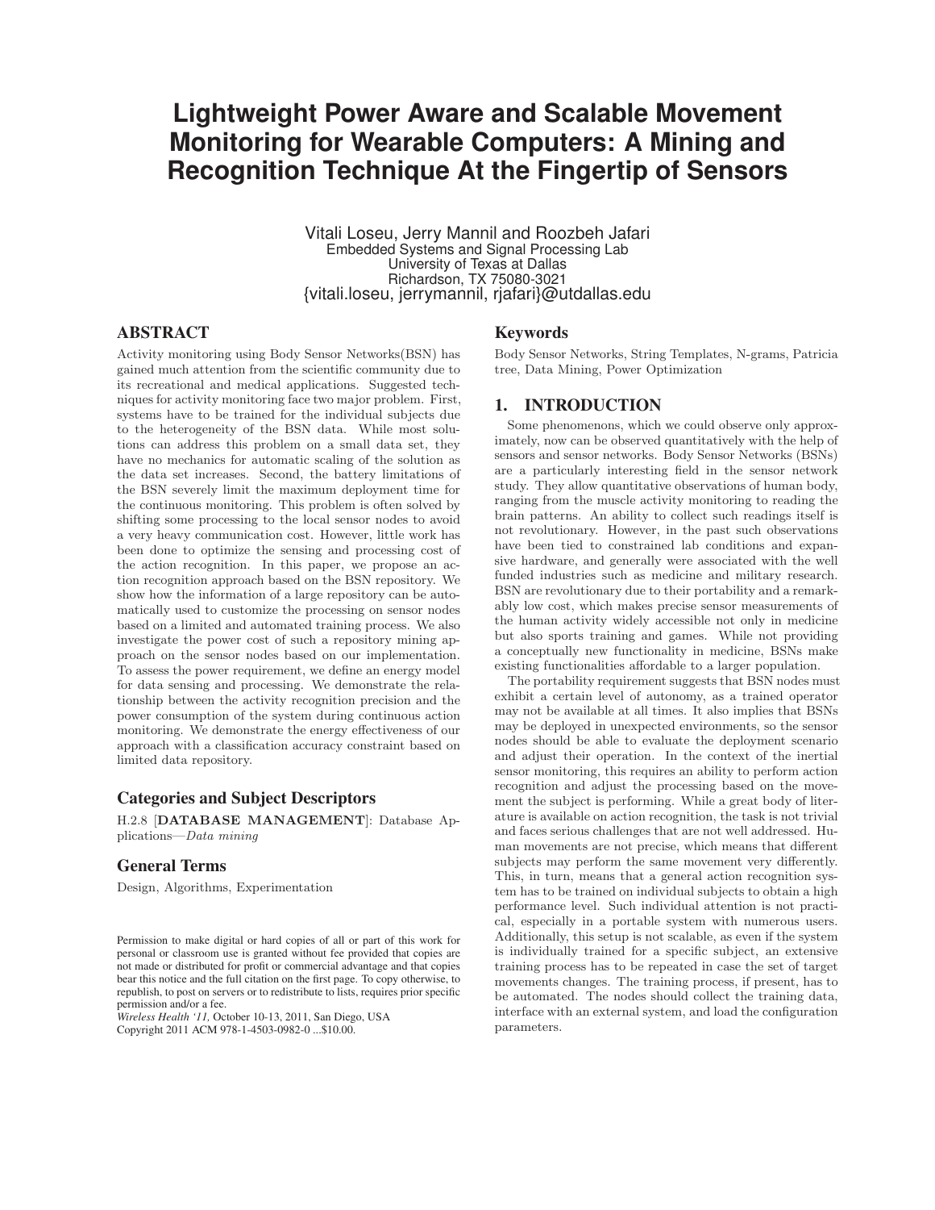# Lightweight Power Aware and Scalable Movement Monitoring for Wearable Computers: A Mining and Recognition Technique At the Fingertip of Sensors

Vitali Loseu, Jerry Mannil and Roozbeh Jafari
Embedded Systems and Signal Processing Lab
University of Texas at Dallas
Richardson, TX 75080-3021
{vitali.loseu, jerrymannil, rjafari}@utdallas.edu

## ABSTRACT

Activity monitoring using Body Sensor Networks(BSN) has gained much attention from the scientific community due to its recreational and medical applications. Suggested techniques for activity monitoring face two major problem. First, systems have to be trained for the individual subjects due to the heterogeneity of the BSN data. While most solutions can address this problem on a small data set, they have no mechanics for automatic scaling of the solution as the data set increases. Second, the battery limitations of the BSN severely limit the maximum deployment time for the continuous monitoring. This problem is often solved by shifting some processing to the local sensor nodes to avoid a very heavy communication cost. However, little work has been done to optimize the sensing and processing cost of the action recognition. In this paper, we propose an action recognition approach based on the BSN repository. We show how the information of a large repository can be automatically used to customize the processing on sensor nodes based on a limited and automated training process. We also investigate the power cost of such a repository mining approach on the sensor nodes based on our implementation. To assess the power requirement, we define an energy model for data sensing and processing. We demonstrate the relationship between the activity recognition precision and the power consumption of the system during continuous action monitoring. We demonstrate the energy effectiveness of our approach with a classification accuracy constraint based on limited data repository.

## Categories and Subject Descriptors

H.2.8 [**DATABASE MANAGEMENT**]: Database Applications—*Data mining*

## General Terms

Design, Algorithms, Experimentation

Permission to make digital or hard copies of all or part of this work for personal or classroom use is granted without fee provided that copies are not made or distributed for profit or commercial advantage and that copies bear this notice and the full citation on the first page. To copy otherwise, to republish, to post on servers or to redistribute to lists, requires prior specific permission and/or a fee.
*Wireless Health '11,* October 10-13, 2011, San Diego, USA
Copyright 2011 ACM 978-1-4503-0982-0 ...$10.00.

## Keywords

Body Sensor Networks, String Templates, N-grams, Patricia tree, Data Mining, Power Optimization

## 1. INTRODUCTION

Some phenomenons, which we could observe only approximately, now can be observed quantitatively with the help of sensors and sensor networks. Body Sensor Networks (BSNs) are a particularly interesting field in the sensor network study. They allow quantitative observations of human body, ranging from the muscle activity monitoring to reading the brain patterns. An ability to collect such readings itself is not revolutionary. However, in the past such observations have been tied to constrained lab conditions and expansive hardware, and generally were associated with the well funded industries such as medicine and military research. BSN are revolutionary due to their portability and a remarkably low cost, which makes precise sensor measurements of the human activity widely accessible not only in medicine but also sports training and games. While not providing a conceptually new functionality in medicine, BSNs make existing functionalities affordable to a larger population.

The portability requirement suggests that BSN nodes must exhibit a certain level of autonomy, as a trained operator may not be available at all times. It also implies that BSNs may be deployed in unexpected environments, so the sensor nodes should be able to evaluate the deployment scenario and adjust their operation. In the context of the inertial sensor monitoring, this requires an ability to perform action recognition and adjust the processing based on the movement the subject is performing. While a great body of literature is available on action recognition, the task is not trivial and faces serious challenges that are not well addressed. Human movements are not precise, which means that different subjects may perform the same movement very differently. This, in turn, means that a general action recognition system has to be trained on individual subjects to obtain a high performance level. Such individual attention is not practical, especially in a portable system with numerous users. Additionally, this setup is not scalable, as even if the system is individually trained for a specific subject, an extensive training process has to be repeated in case the set of target movements changes. The training process, if present, has to be automated. The nodes should collect the training data, interface with an external system, and load the configuration parameters.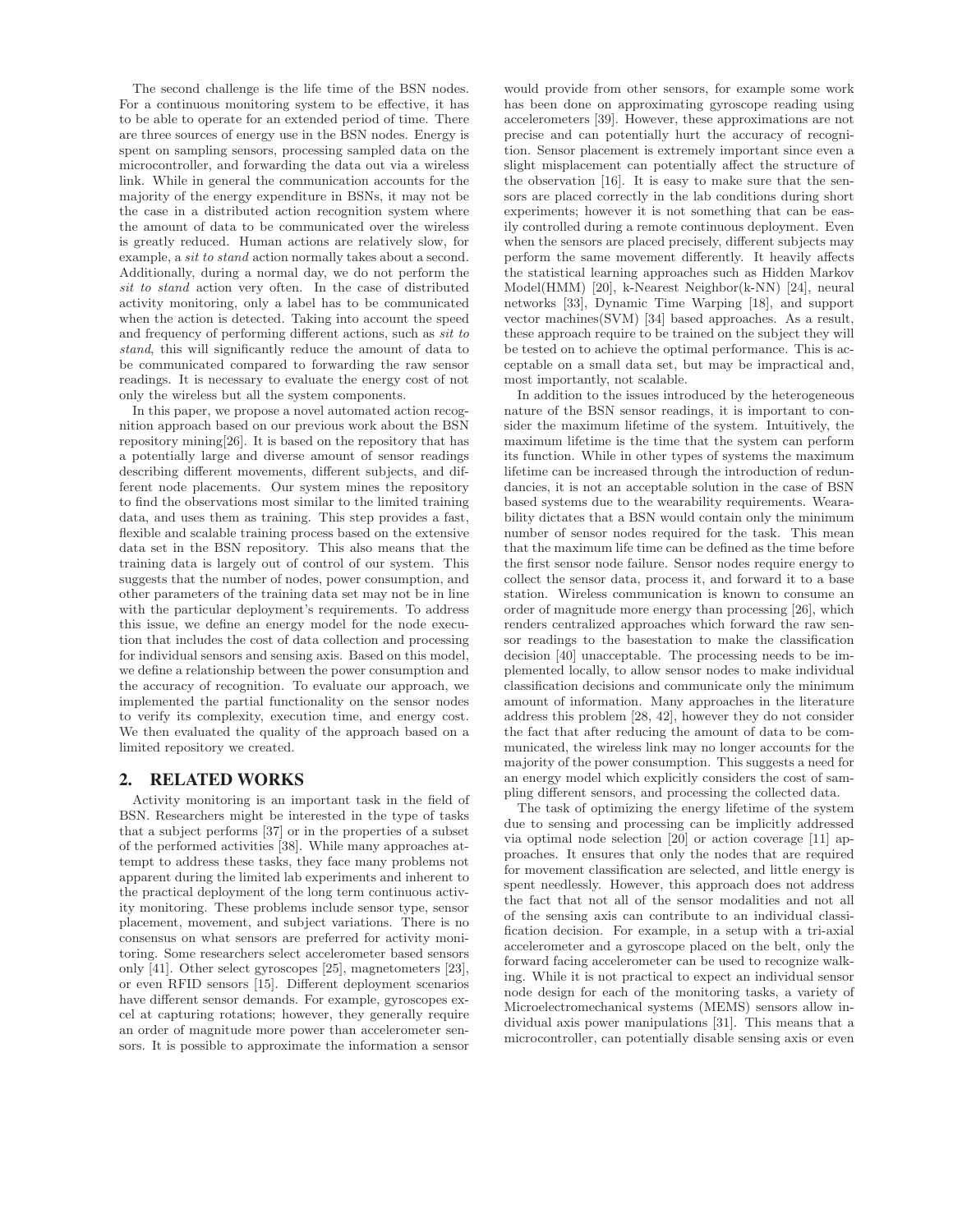The second challenge is the life time of the BSN nodes. For a continuous monitoring system to be effective, it has to be able to operate for an extended period of time. There are three sources of energy use in the BSN nodes. Energy is spent on sampling sensors, processing sampled data on the microcontroller, and forwarding the data out via a wireless link. While in general the communication accounts for the majority of the energy expenditure in BSNs, it may not be the case in a distributed action recognition system where the amount of data to be communicated over the wireless is greatly reduced. Human actions are relatively slow, for example, a *sit to stand* action normally takes about a second. Additionally, during a normal day, we do not perform the *sit to stand* action very often. In the case of distributed activity monitoring, only a label has to be communicated when the action is detected. Taking into account the speed and frequency of performing different actions, such as *sit to stand*, this will significantly reduce the amount of data to be communicated compared to forwarding the raw sensor readings. It is necessary to evaluate the energy cost of not only the wireless but all the system components.

In this paper, we propose a novel automated action recognition approach based on our previous work about the BSN repository mining[26]. It is based on the repository that has a potentially large and diverse amount of sensor readings describing different movements, different subjects, and different node placements. Our system mines the repository to find the observations most similar to the limited training data, and uses them as training. This step provides a fast, flexible and scalable training process based on the extensive data set in the BSN repository. This also means that the training data is largely out of control of our system. This suggests that the number of nodes, power consumption, and other parameters of the training data set may not be in line with the particular deployment's requirements. To address this issue, we define an energy model for the node execution that includes the cost of data collection and processing for individual sensors and sensing axis. Based on this model, we define a relationship between the power consumption and the accuracy of recognition. To evaluate our approach, we implemented the partial functionality on the sensor nodes to verify its complexity, execution time, and energy cost. We then evaluated the quality of the approach based on a limited repository we created.

## 2. RELATED WORKS

Activity monitoring is an important task in the field of BSN. Researchers might be interested in the type of tasks that a subject performs [37] or in the properties of a subset of the performed activities [38]. While many approaches attempt to address these tasks, they face many problems not apparent during the limited lab experiments and inherent to the practical deployment of the long term continuous activity monitoring. These problems include sensor type, sensor placement, movement, and subject variations. There is no consensus on what sensors are preferred for activity monitoring. Some researchers select accelerometer based sensors only [41]. Other select gyroscopes [25], magnetometers [23], or even RFID sensors [15]. Different deployment scenarios have different sensor demands. For example, gyroscopes excel at capturing rotations; however, they generally require an order of magnitude more power than accelerometer sensors. It is possible to approximate the information a sensor would provide from other sensors, for example some work has been done on approximating gyroscope reading using accelerometers [39]. However, these approximations are not precise and can potentially hurt the accuracy of recognition. Sensor placement is extremely important since even a slight misplacement can potentially affect the structure of the observation [16]. It is easy to make sure that the sensors are placed correctly in the lab conditions during short experiments; however it is not something that can be easily controlled during a remote continuous deployment. Even when the sensors are placed precisely, different subjects may perform the same movement differently. It heavily affects the statistical learning approaches such as Hidden Markov Model(HMM) [20], k-Nearest Neighbor(k-NN) [24], neural networks [33], Dynamic Time Warping [18], and support vector machines(SVM) [34] based approaches. As a result, these approach require to be trained on the subject they will be tested on to achieve the optimal performance. This is acceptable on a small data set, but may be impractical and, most importantly, not scalable.

In addition to the issues introduced by the heterogeneous nature of the BSN sensor readings, it is important to consider the maximum lifetime of the system. Intuitively, the maximum lifetime is the time that the system can perform its function. While in other types of systems the maximum lifetime can be increased through the introduction of redundancies, it is not an acceptable solution in the case of BSN based systems due to the wearability requirements. Wearability dictates that a BSN would contain only the minimum number of sensor nodes required for the task. This mean that the maximum life time can be defined as the time before the first sensor node failure. Sensor nodes require energy to collect the sensor data, process it, and forward it to a base station. Wireless communication is known to consume an order of magnitude more energy than processing [26], which renders centralized approaches which forward the raw sensor readings to the basestation to make the classification decision [40] unacceptable. The processing needs to be implemented locally, to allow sensor nodes to make individual classification decisions and communicate only the minimum amount of information. Many approaches in the literature address this problem [28, 42], however they do not consider the fact that after reducing the amount of data to be communicated, the wireless link may no longer accounts for the majority of the power consumption. This suggests a need for an energy model which explicitly considers the cost of sampling different sensors, and processing the collected data.

The task of optimizing the energy lifetime of the system due to sensing and processing can be implicitly addressed via optimal node selection [20] or action coverage [11] approaches. It ensures that only the nodes that are required for movement classification are selected, and little energy is spent needlessly. However, this approach does not address the fact that not all of the sensor modalities and not all of the sensing axis can contribute to an individual classification decision. For example, in a setup with a tri-axial accelerometer and a gyroscope placed on the belt, only the forward facing accelerometer can be used to recognize walking. While it is not practical to expect an individual sensor node design for each of the monitoring tasks, a variety of Microelectromechanical systems (MEMS) sensors allow individual axis power manipulations [31]. This means that a microcontroller, can potentially disable sensing axis or even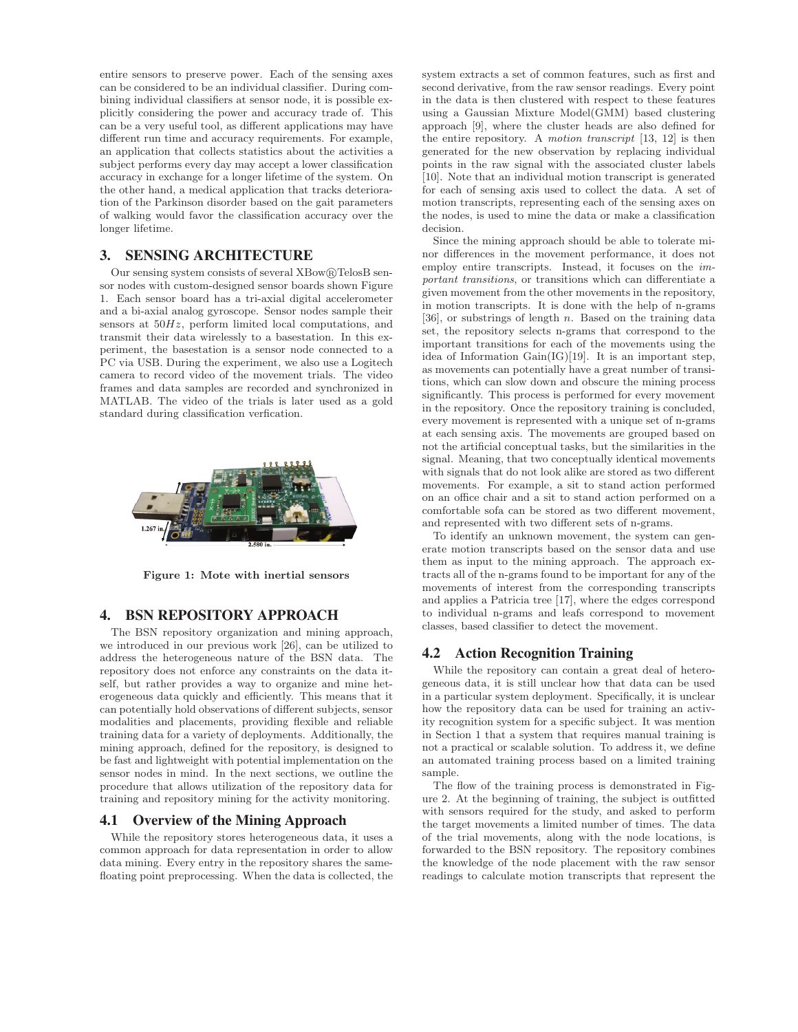entire sensors to preserve power. Each of the sensing axes can be considered to be an individual classifier. During combining individual classifiers at sensor node, it is possible explicitly considering the power and accuracy trade of. This can be a very useful tool, as different applications may have different run time and accuracy requirements. For example, an application that collects statistics about the activities a subject performs every day may accept a lower classification accuracy in exchange for a longer lifetime of the system. On the other hand, a medical application that tracks deterioration of the Parkinson disorder based on the gait parameters of walking would favor the classification accuracy over the longer lifetime.

# 3. SENSING ARCHITECTURE

Our sensing system consists of several XBow®TelosB sensor nodes with custom-designed sensor boards shown Figure 1. Each sensor board has a tri-axial digital accelerometer and a bi-axial analog gyroscope. Sensor nodes sample their sensors at $50Hz$, perform limited local computations, and transmit their data wirelessly to a basestation. In this experiment, the basestation is a sensor node connected to a PC via USB. During the experiment, we also use a Logitech camera to record video of the movement trials. The video frames and data samples are recorded and synchronized in MATLAB. The video of the trials is later used as a gold standard during classification verfication.

1.267 in.

2.580 in.

**Figure 1: Mote with inertial sensors**

# 4. BSN REPOSITORY APPROACH

The BSN repository organization and mining approach, we introduced in our previous work [26], can be utilized to address the heterogeneous nature of the BSN data. The repository does not enforce any constraints on the data itself, but rather provides a way to organize and mine heterogeneous data quickly and efficiently. This means that it can potentially hold observations of different subjects, sensor modalities and placements, providing flexible and reliable training data for a variety of deployments. Additionally, the mining approach, defined for the repository, is designed to be fast and lightweight with potential implementation on the sensor nodes in mind. In the next sections, we outline the procedure that allows utilization of the repository data for training and repository mining for the activity monitoring.

## 4.1 Overview of the Mining Approach

While the repository stores heterogeneous data, it uses a common approach for data representation in order to allow data mining. Every entry in the repository shares the same-floating point preprocessing. When the data is collected, the system extracts a set of common features, such as first and second derivative, from the raw sensor readings. Every point in the data is then clustered with respect to these features using a Gaussian Mixture Model(GMM) based clustering approach [9], where the cluster heads are also defined for the entire repository. A *motion transcript* [13, 12] is then generated for the new observation by replacing individual points in the raw signal with the associated cluster labels [10]. Note that an individual motion transcript is generated for each of sensing axis used to collect the data. A set of motion transcripts, representing each of the sensing axes on the nodes, is used to mine the data or make a classification decision.

Since the mining approach should be able to tolerate minor differences in the movement performance, it does not employ entire transcripts. Instead, it focuses on the *important transitions*, or transitions which can differentiate a given movement from the other movements in the repository, in motion transcripts. It is done with the help of n-grams [36], or substrings of length $n$. Based on the training data set, the repository selects n-grams that correspond to the important transitions for each of the movements using the idea of Information Gain(IG)[19]. It is an important step, as movements can potentially have a great number of transitions, which can slow down and obscure the mining process significantly. This process is performed for every movement in the repository. Once the repository training is concluded, every movement is represented with a unique set of n-grams at each sensing axis. The movements are grouped based on not the artificial conceptual tasks, but the similarities in the signal. Meaning, that two conceptually identical movements with signals that do not look alike are stored as two different movements. For example, a sit to stand action performed on an office chair and a sit to stand action performed on a comfortable sofa can be stored as two different movement, and represented with two different sets of n-grams.

To identify an unknown movement, the system can generate motion transcripts based on the sensor data and use them as input to the mining approach. The approach extracts all of the n-grams found to be important for any of the movements of interest from the corresponding transcripts and applies a Patricia tree [17], where the edges correspond to individual n-grams and leafs correspond to movement classes, based classifier to detect the movement.

## 4.2 Action Recognition Training

While the repository can contain a great deal of heterogeneous data, it is still unclear how that data can be used in a particular system deployment. Specifically, it is unclear how the repository data can be used for training an activity recognition system for a specific subject. It was mention in Section 1 that a system that requires manual training is not a practical or scalable solution. To address it, we define an automated training process based on a limited training sample.

The flow of the training process is demonstrated in Figure 2. At the beginning of training, the subject is outfitted with sensors required for the study, and asked to perform the target movements a limited number of times. The data of the trial movements, along with the node locations, is forwarded to the BSN repository. The repository combines the knowledge of the node placement with the raw sensor readings to calculate motion transcripts that represent the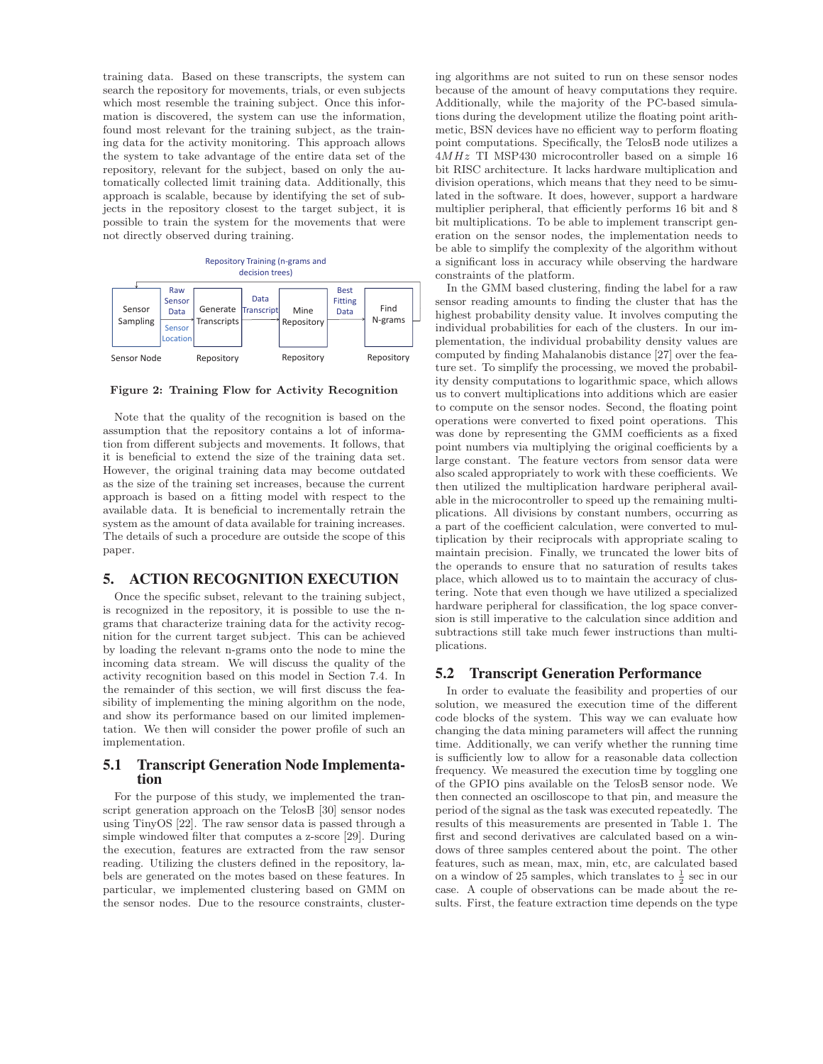training data. Based on these transcripts, the system can search the repository for movements, trials, or even subjects which most resemble the training subject. Once this information is discovered, the system can use the information, found most relevant for the training subject, as the training data for the activity monitoring. This approach allows the system to take advantage of the entire data set of the repository, relevant for the subject, based on only the automatically collected limit training data. Additionally, this approach is scalable, because by identifying the set of subjects in the repository closest to the target subject, it is possible to train the system for the movements that were not directly observed during training.

Repository Training (n-grams and decision trees)

Sensor Sampling → (Raw Sensor Data, Sensor Location) → Generate Transcripts → (Data Transcript) → Mine Repository → (Best Fitting Data) → Find N-grams

Sensor Node | Repository | Repository | Repository

**Figure 2: Training Flow for Activity Recognition**

Note that the quality of the recognition is based on the assumption that the repository contains a lot of information from different subjects and movements. It follows, that it is beneficial to extend the size of the training data set. However, the original training data may become outdated as the size of the training set increases, because the current approach is based on a fitting model with respect to the available data. It is beneficial to incrementally retrain the system as the amount of data available for training increases. The details of such a procedure are outside the scope of this paper.

## 5. ACTION RECOGNITION EXECUTION

Once the specific subset, relevant to the training subject, is recognized in the repository, it is possible to use the n-grams that characterize training data for the activity recognition for the current target subject. This can be achieved by loading the relevant n-grams onto the node to mine the incoming data stream. We will discuss the quality of the activity recognition based on this model in Section 7.4. In the remainder of this section, we will first discuss the feasibility of implementing the mining algorithm on the node, and show its performance based on our limited implementation. We then will consider the power profile of such an implementation.

### 5.1 Transcript Generation Node Implementation

For the purpose of this study, we implemented the transcript generation approach on the TelosB [30] sensor nodes using TinyOS [22]. The raw sensor data is passed through a simple windowed filter that computes a z-score [29]. During the execution, features are extracted from the raw sensor reading. Utilizing the clusters defined in the repository, labels are generated on the motes based on these features. In particular, we implemented clustering based on GMM on the sensor nodes. Due to the resource constraints, clustering algorithms are not suited to run on these sensor nodes because of the amount of heavy computations they require. Additionally, while the majority of the PC-based simulations during the development utilize the floating point arithmetic, BSN devices have no efficient way to perform floating point computations. Specifically, the TelosB node utilizes a $4MHz$ TI MSP430 microcontroller based on a simple 16 bit RISC architecture. It lacks hardware multiplication and division operations, which means that they need to be simulated in the software. It does, however, support a hardware multiplier peripheral, that efficiently performs 16 bit and 8 bit multiplications. To be able to implement transcript generation on the sensor nodes, the implementation needs to be able to simplify the complexity of the algorithm without a significant loss in accuracy while observing the hardware constraints of the platform.

In the GMM based clustering, finding the label for a raw sensor reading amounts to finding the cluster that has the highest probability density value. It involves computing the individual probabilities for each of the clusters. In our implementation, the individual probability density values are computed by finding Mahalanobis distance [27] over the feature set. To simplify the processing, we moved the probability density computations to logarithmic space, which allows us to convert multiplications into additions which are easier to compute on the sensor nodes. Second, the floating point operations were converted to fixed point operations. This was done by representing the GMM coefficients as a fixed point numbers via multiplying the original coefficients by a large constant. The feature vectors from sensor data were also scaled appropriately to work with these coefficients. We then utilized the multiplication hardware peripheral available in the microcontroller to speed up the remaining multiplications. All divisions by constant numbers, occurring as a part of the coefficient calculation, were converted to multiplication by their reciprocals with appropriate scaling to maintain precision. Finally, we truncated the lower bits of the operands to ensure that no saturation of results takes place, which allowed us to to maintain the accuracy of clustering. Note that even though we have utilized a specialized hardware peripheral for classification, the log space conversion is still imperative to the calculation since addition and subtractions still take much fewer instructions than multiplications.

### 5.2 Transcript Generation Performance

In order to evaluate the feasibility and properties of our solution, we measured the execution time of the different code blocks of the system. This way we can evaluate how changing the data mining parameters will affect the running time. Additionally, we can verify whether the running time is sufficiently low to allow for a reasonable data collection frequency. We measured the execution time by toggling one of the GPIO pins available on the TelosB sensor node. We then connected an oscilloscope to that pin, and measure the period of the signal as the task was executed repeatedly. The results of this measurements are presented in Table 1. The first and second derivatives are calculated based on a windows of three samples centered about the point. The other features, such as mean, max, min, etc, are calculated based on a window of 25 samples, which translates to $\frac{1}{2}$ sec in our case. A couple of observations can be made about the results. First, the feature extraction time depends on the type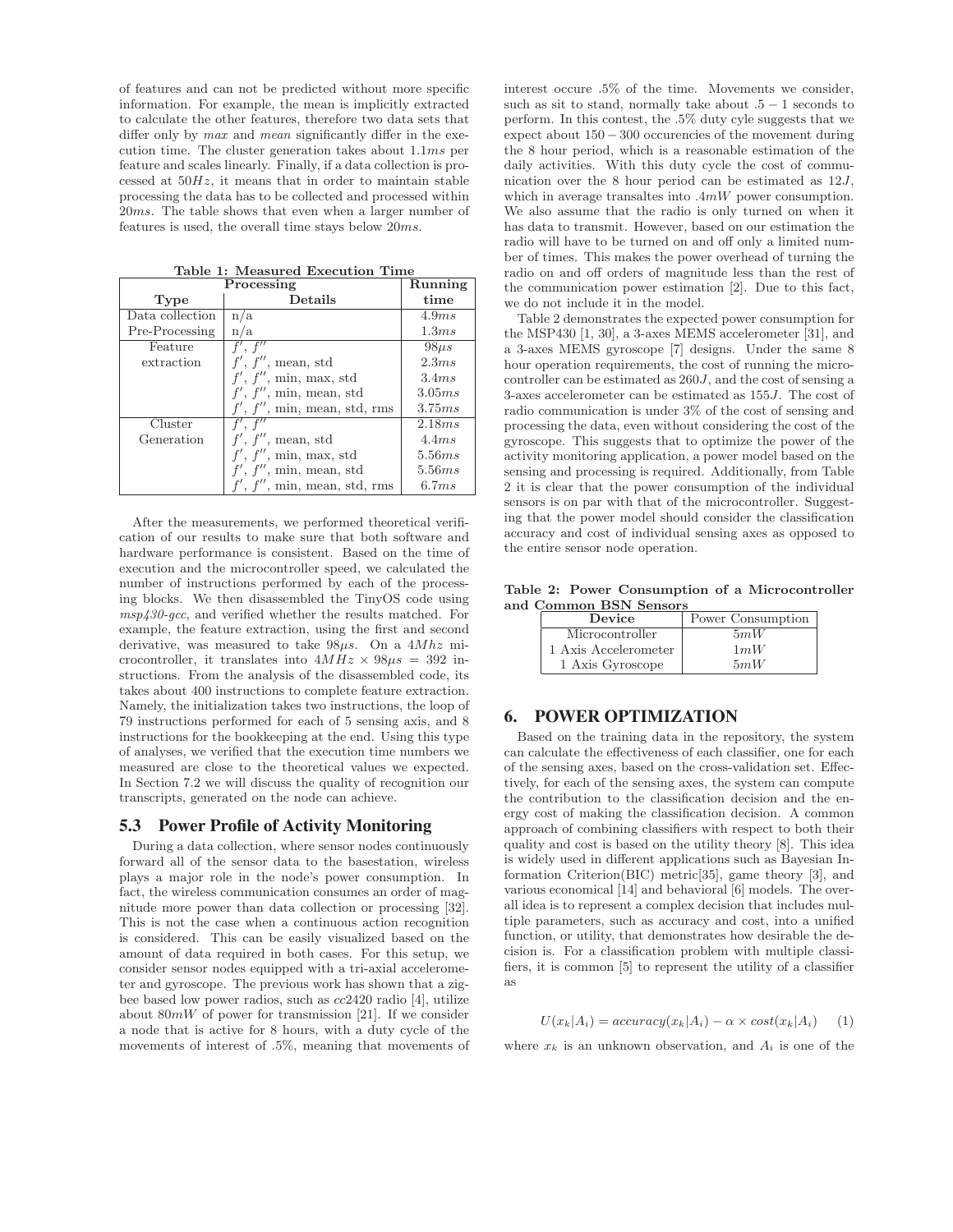of features and can not be predicted without more specific information. For example, the mean is implicitly extracted to calculate the other features, therefore two data sets that differ only by *max* and *mean* significantly differ in the execution time. The cluster generation takes about $1.1ms$ per feature and scales linearly. Finally, if a data collection is processed at $50Hz$, it means that in order to maintain stable processing the data has to be collected and processed within $20ms$. The table shows that even when a larger number of features is used, the overall time stays below $20ms$.

**Table 1: Measured Execution Time**

| Processing | | Running |
|---|---|---|
| **Type** | **Details** | **time** |
| Data collection | n/a | $4.9ms$ |
| Pre-Processing | n/a | $1.3ms$ |
| Feature extraction | $f'$, $f''$ | $98\mu s$ |
| | $f'$, $f''$, mean, std | $2.3ms$ |
| | $f'$, $f''$, min, max, std | $3.4ms$ |
| | $f'$, $f''$, min, mean, std | $3.05ms$ |
| | $f'$, $f''$, min, mean, std, rms | $3.75ms$ |
| Cluster Generation | $f'$, $f''$ | $2.18ms$ |
| | $f'$, $f''$, mean, std | $4.4ms$ |
| | $f'$, $f''$, min, max, std | $5.56ms$ |
| | $f'$, $f''$, min, mean, std | $5.56ms$ |
| | $f'$, $f''$, min, mean, std, rms | $6.7ms$ |

After the measurements, we performed theoretical verification of our results to make sure that both software and hardware performance is consistent. Based on the time of execution and the microcontroller speed, we calculated the number of instructions performed by each of the processing blocks. We then disassembled the TinyOS code using *msp430-gcc*, and verified whether the results matched. For example, the feature extraction, using the first and second derivative, was measured to take $98\mu s$. On a $4Mhz$ microcontroller, it translates into $4MHz \times 98\mu s = 392$ instructions. From the analysis of the disassembled code, its takes about 400 instructions to complete feature extraction. Namely, the initialization takes two instructions, the loop of 79 instructions performed for each of 5 sensing axis, and 8 instructions for the bookkeeping at the end. Using this type of analyses, we verified that the execution time numbers we measured are close to the theoretical values we expected. In Section 7.2 we will discuss the quality of recognition our transcripts, generated on the node can achieve.

### 5.3 Power Profile of Activity Monitoring

During a data collection, where sensor nodes continuously forward all of the sensor data to the basestation, wireless plays a major role in the node's power consumption. In fact, the wireless communication consumes an order of magnitude more power than data collection or processing [32]. This is not the case when a continuous action recognition is considered. This can be easily visualized based on the amount of data required in both cases. For this setup, we consider sensor nodes equipped with a tri-axial accelerometer and gyroscope. The previous work has shown that a zigbee based low power radios, such as *cc*2420 radio [4], utilize about $80mW$ of power for transmission [21]. If we consider a node that is active for 8 hours, with a duty cycle of the movements of interest of .5%, meaning that movements of interest occure .5% of the time. Movements we consider, such as sit to stand, normally take about $.5 - 1$ seconds to perform. In this contest, the .5% duty cyle suggests that we expect about $150 - 300$ occurencies of the movement during the 8 hour period, which is a reasonable estimation of the daily activities. With this duty cycle the cost of communication over the 8 hour period can be estimated as $12J$, which in average transaltes into $.4mW$ power consumption. We also assume that the radio is only turned on when it has data to transmit. However, based on our estimation the radio will have to be turned on and off only a limited number of times. This makes the power overhead of turning the radio on and off orders of magnitude less than the rest of the communication power estimation [2]. Due to this fact, we do not include it in the model.

Table 2 demonstrates the expected power consumption for the MSP430 [1, 30], a 3-axes MEMS accelerometer [31], and a 3-axes MEMS gyroscope [7] designs. Under the same 8 hour operation requirements, the cost of running the microcontroller can be estimated as $260J$, and the cost of sensing a 3-axes accelerometer can be estimated as $155J$. The cost of radio communication is under 3% of the cost of sensing and processing the data, even without considering the cost of the gyroscope. This suggests that to optimize the power of the activity monitoring application, a power model based on the sensing and processing is required. Additionally, from Table 2 it is clear that the power consumption of the individual sensors is on par with that of the microcontroller. Suggesting that the power model should consider the classification accuracy and cost of individual sensing axes as opposed to the entire sensor node operation.

**Table 2: Power Consumption of a Microcontroller and Common BSN Sensors**

| Device | Power Consumption |
|---|---|
| Microcontroller | $5mW$ |
| 1 Axis Accelerometer | $1mW$ |
| 1 Axis Gyroscope | $5mW$ |

## 6. POWER OPTIMIZATION

Based on the training data in the repository, the system can calculate the effectiveness of each classifier, one for each of the sensing axes, based on the cross-validation set. Effectively, for each of the sensing axes, the system can compute the contribution to the classification decision and the energy cost of making the classification decision. A common approach of combining classifiers with respect to both their quality and cost is based on the utility theory [8]. This idea is widely used in different applications such as Bayesian Information Criterion(BIC) metric[35], game theory [3], and various economical [14] and behavioral [6] models. The overall idea is to represent a complex decision that includes multiple parameters, such as accuracy and cost, into a unified function, or utility, that demonstrates how desirable the decision is. For a classification problem with multiple classifiers, it is common [5] to represent the utility of a classifier as

$$U(x_k|A_i) = accuracy(x_k|A_i) - \alpha \times cost(x_k|A_i) \quad (1)$$

where $x_k$ is an unknown observation, and $A_i$ is one of the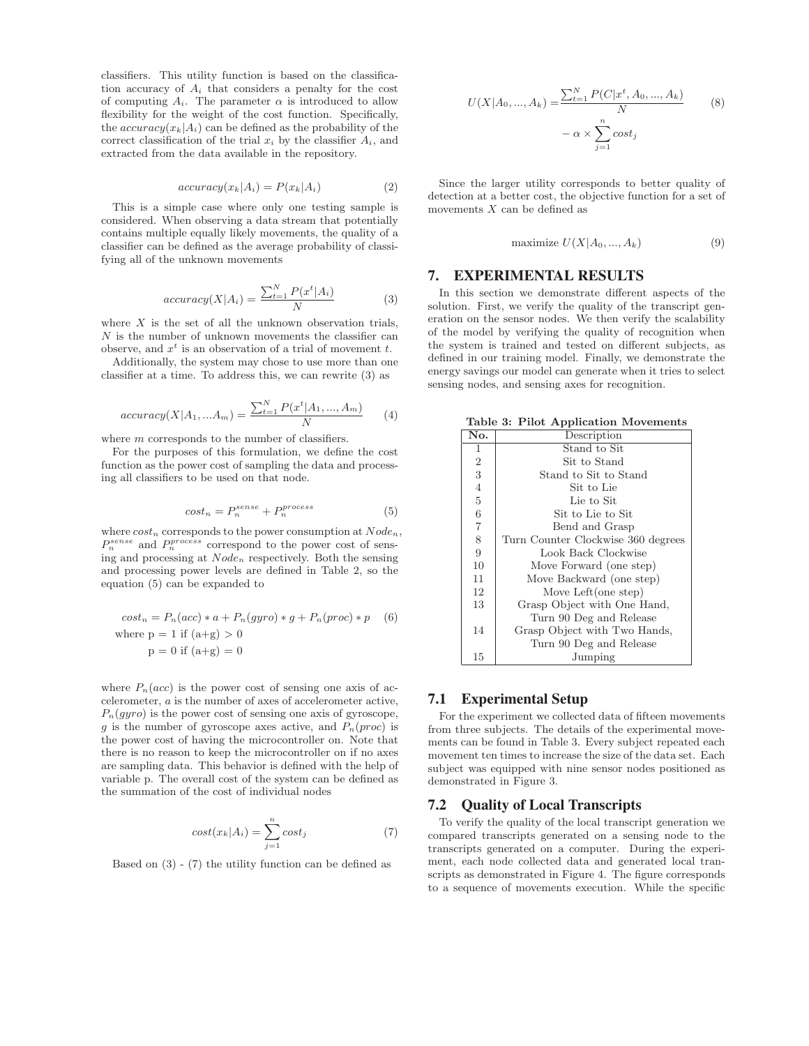classifiers. This utility function is based on the classification accuracy of $A_i$ that considers a penalty for the cost of computing $A_i$. The parameter $\alpha$ is introduced to allow flexibility for the weight of the cost function. Specifically, the $accuracy(x_k|A_i)$ can be defined as the probability of the correct classification of the trial $x_i$ by the classifier $A_i$, and extracted from the data available in the repository.

$$accuracy(x_k|A_i) = P(x_k|A_i) \tag{2}$$

This is a simple case where only one testing sample is considered. When observing a data stream that potentially contains multiple equally likely movements, the quality of a classifier can be defined as the average probability of classifying all of the unknown movements

$$accuracy(X|A_i) = \frac{\sum_{t=1}^{N} P(x^t|A_i)}{N} \tag{3}$$

where $X$ is the set of all the unknown observation trials, $N$ is the number of unknown movements the classifier can observe, and $x^t$ is an observation of a trial of movement $t$.

Additionally, the system may chose to use more than one classifier at a time. To address this, we can rewrite (3) as

$$accuracy(X|A_1, ...A_m) = \frac{\sum_{t=1}^{N} P(x^t|A_1, ..., A_m)}{N} \tag{4}$$

where $m$ corresponds to the number of classifiers.

For the purposes of this formulation, we define the cost function as the power cost of sampling the data and processing all classifiers to be used on that node.

$$cost_n = P_n^{sense} + P_n^{process} \tag{5}$$

where $cost_n$ corresponds to the power consumption at $Node_n$, $P_n^{sense}$ and $P_n^{process}$ correspond to the power cost of sensing and processing at $Node_n$ respectively. Both the sensing and processing power levels are defined in Table 2, so the equation (5) can be expanded to

$$cost_n = P_n(acc) * a + P_n(gyro) * g + P_n(proc) * p \tag{6}$$
$$\text{where } p = 1 \text{ if } (a+g) > 0$$
$$p = 0 \text{ if } (a+g) = 0$$

where $P_n(acc)$ is the power cost of sensing one axis of accelerometer, $a$ is the number of axes of accelerometer active, $P_n(gyro)$ is the power cost of sensing one axis of gyroscope, $g$ is the number of gyroscope axes active, and $P_n(proc)$ is the power cost of having the microcontroller on. Note that there is no reason to keep the microcontroller on if no axes are sampling data. This behavior is defined with the help of variable p. The overall cost of the system can be defined as the summation of the cost of individual nodes

$$cost(x_k|A_i) = \sum_{j=1}^{n} cost_j \tag{7}$$

Based on (3) - (7) the utility function can be defined as

$$U(X|A_0, ..., A_k) = \frac{\sum_{t=1}^{N} P(C|x^t, A_0, ..., A_k)}{N} - \alpha \times \sum_{j=1}^{n} cost_j \tag{8}$$

Since the larger utility corresponds to better quality of detection at a better cost, the objective function for a set of movements $X$ can be defined as

$$\text{maximize } U(X|A_0, ..., A_k) \tag{9}$$

# 7. EXPERIMENTAL RESULTS

In this section we demonstrate different aspects of the solution. First, we verify the quality of the transcript generation on the sensor nodes. We then verify the scalability of the model by verifying the quality of recognition when the system is trained and tested on different subjects, as defined in our training model. Finally, we demonstrate the energy savings our model can generate when it tries to select sensing nodes, and sensing axes for recognition.

**Table 3: Pilot Application Movements**

| No. | Description |
|---|---|
| 1 | Stand to Sit |
| 2 | Sit to Stand |
| 3 | Stand to Sit to Stand |
| 4 | Sit to Lie |
| 5 | Lie to Sit |
| 6 | Sit to Lie to Sit |
| 7 | Bend and Grasp |
| 8 | Turn Counter Clockwise 360 degrees |
| 9 | Look Back Clockwise |
| 10 | Move Forward (one step) |
| 11 | Move Backward (one step) |
| 12 | Move Left(one step) |
| 13 | Grasp Object with One Hand, Turn 90 Deg and Release |
| 14 | Grasp Object with Two Hands, Turn 90 Deg and Release |
| 15 | Jumping |

## 7.1 Experimental Setup

For the experiment we collected data of fifteen movements from three subjects. The details of the experimental movements can be found in Table 3. Every subject repeated each movement ten times to increase the size of the data set. Each subject was equipped with nine sensor nodes positioned as demonstrated in Figure 3.

## 7.2 Quality of Local Transcripts

To verify the quality of the local transcript generation we compared transcripts generated on a sensing node to the transcripts generated on a computer. During the experiment, each node collected data and generated local transcripts as demonstrated in Figure 4. The figure corresponds to a sequence of movements execution. While the specific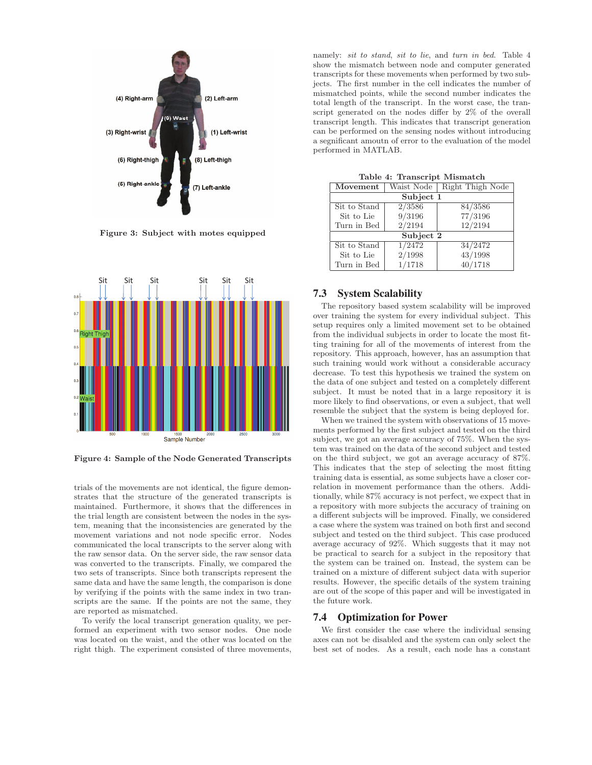Figure 3: Subject with motes equipped

Figure 4: Sample of the Node Generated Transcripts

trials of the movements are not identical, the figure demonstrates that the structure of the generated transcripts is maintained. Furthermore, it shows that the differences in the trial length are consistent between the nodes in the system, meaning that the inconsistencies are generated by the movement variations and not node specific error. Nodes communicated the local transcripts to the server along with the raw sensor data. On the server side, the raw sensor data was converted to the transcripts. Finally, we compared the two sets of transcripts. Since both transcripts represent the same data and have the same length, the comparison is done by verifying if the points with the same index in two transcripts are the same. If the points are not the same, they are reported as mismatched.

To verify the local transcript generation quality, we performed an experiment with two sensor nodes. One node was located on the waist, and the other was located on the right thigh. The experiment consisted of three movements, namely: *sit to stand*, *sit to lie*, and *turn in bed*. Table 4 show the mismatch between node and computer generated transcripts for these movements when performed by two subjects. The first number in the cell indicates the number of mismatched points, while the second number indicates the total length of the transcript. In the worst case, the transcript generated on the nodes differ by 2% of the overall transcript length. This indicates that transcript generation can be performed on the sensing nodes without introducing a significant amoutn of error to the evaluation of the model performed in MATLAB.

**Table 4: Transcript Mismatch**

| Movement | Waist Node | Right Thigh Node |
|---|---|---|
| **Subject 1** | | |
| Sit to Stand | 2/3586 | 84/3586 |
| Sit to Lie | 9/3196 | 77/3196 |
| Turn in Bed | 2/2194 | 12/2194 |
| **Subject 2** | | |
| Sit to Stand | 1/2472 | 34/2472 |
| Sit to Lie | 2/1998 | 43/1998 |
| Turn in Bed | 1/1718 | 40/1718 |

## 7.3 System Scalability

The repository based system scalability will be improved over training the system for every individual subject. This setup requires only a limited movement set to be obtained from the individual subjects in order to locate the most fitting training for all of the movements of interest from the repository. This approach, however, has an assumption that such training would work without a considerable accuracy decrease. To test this hypothesis we trained the system on the data of one subject and tested on a completely different subject. It must be noted that in a large repository it is more likely to find observations, or even a subject, that well resemble the subject that the system is being deployed for.

When we trained the system with observations of 15 movements performed by the first subject and tested on the third subject, we got an average accuracy of 75%. When the system was trained on the data of the second subject and tested on the third subject, we got an average accuracy of 87%. This indicates that the step of selecting the most fitting training data is essential, as some subjects have a closer correlation in movement performance than the others. Additionally, while 87% accuracy is not perfect, we expect that in a repository with more subjects the accuracy of training on a different subjects will be improved. Finally, we considered a case where the system was trained on both first and second subject and tested on the third subject. This case produced average accuracy of 92%. Which suggests that it may not be practical to search for a subject in the repository that the system can be trained on. Instead, the system can be trained on a mixture of different subject data with superior results. However, the specific details of the system training are out of the scope of this paper and will be investigated in the future work.

## 7.4 Optimization for Power

We first consider the case where the individual sensing axes can not be disabled and the system can only select the best set of nodes. As a result, each node has a constant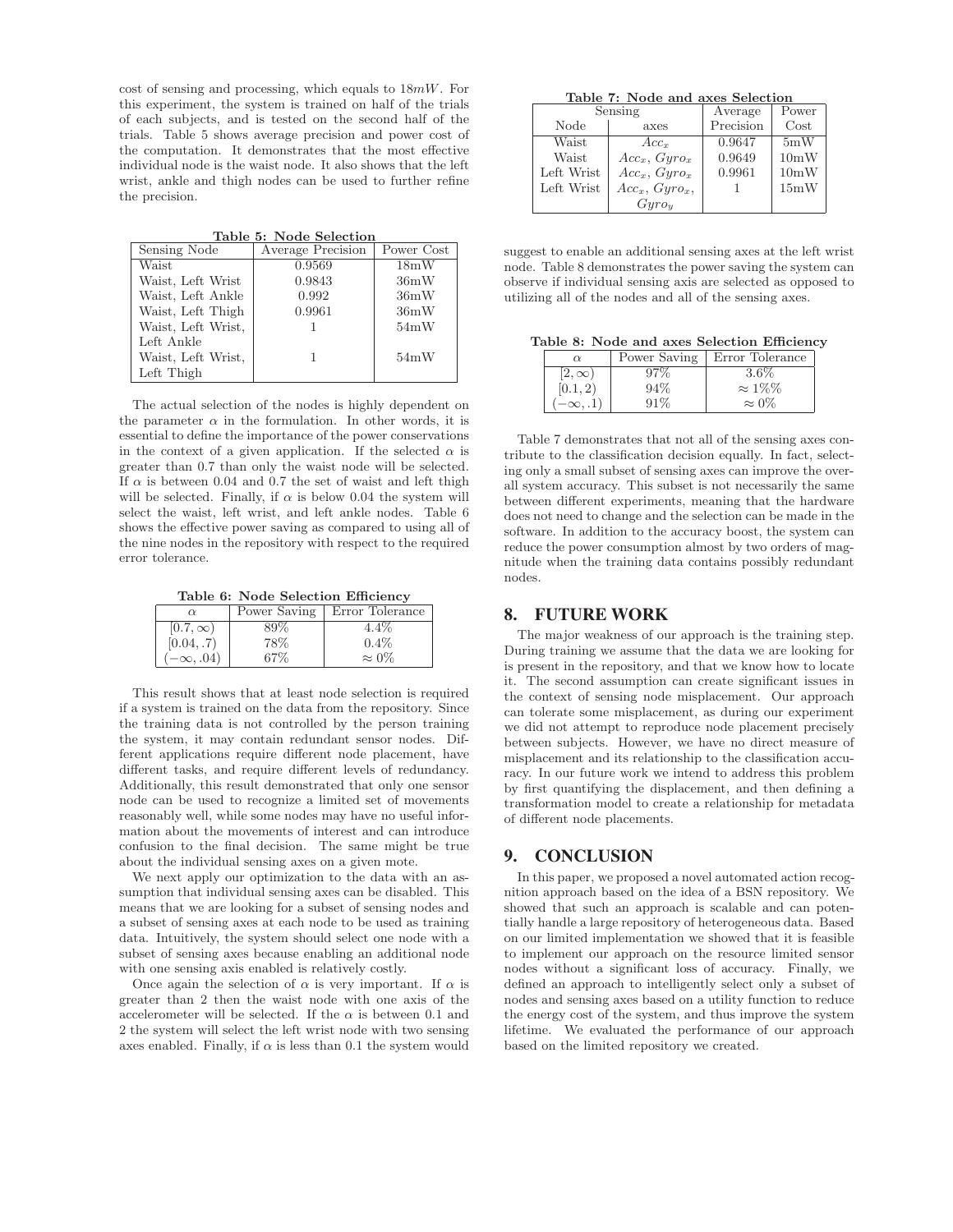cost of sensing and processing, which equals to $18mW$. For this experiment, the system is trained on half of the trials of each subjects, and is tested on the second half of the trials. Table 5 shows average precision and power cost of the computation. It demonstrates that the most effective individual node is the waist node. It also shows that the left wrist, ankle and thigh nodes can be used to further refine the precision.

**Table 5: Node Selection**

| Sensing Node | Average Precision | Power Cost |
| --- | --- | --- |
| Waist | 0.9569 | 18mW |
| Waist, Left Wrist | 0.9843 | 36mW |
| Waist, Left Ankle | 0.992 | 36mW |
| Waist, Left Thigh | 0.9961 | 36mW |
| Waist, Left Wrist, Left Ankle | 1 | 54mW |
| Waist, Left Wrist, Left Thigh | 1 | 54mW |

The actual selection of the nodes is highly dependent on the parameter $\alpha$ in the formulation. In other words, it is essential to define the importance of the power conservations in the context of a given application. If the selected $\alpha$ is greater than 0.7 than only the waist node will be selected. If $\alpha$ is between 0.04 and 0.7 the set of waist and left thigh will be selected. Finally, if $\alpha$ is below 0.04 the system will select the waist, left wrist, and left ankle nodes. Table 6 shows the effective power saving as compared to using all of the nine nodes in the repository with respect to the required error tolerance.

**Table 6: Node Selection Efficiency**

| $\alpha$ | Power Saving | Error Tolerance |
| --- | --- | --- |
| $[0.7, \infty)$ | 89% | 4.4% |
| $[0.04, .7)$ | 78% | 0.4% |
| $(-\infty, .04)$ | 67% | $\approx 0\%$ |

This result shows that at least node selection is required if a system is trained on the data from the repository. Since the training data is not controlled by the person training the system, it may contain redundant sensor nodes. Different applications require different node placement, have different tasks, and require different levels of redundancy. Additionally, this result demonstrated that only one sensor node can be used to recognize a limited set of movements reasonably well, while some nodes may have no useful information about the movements of interest and can introduce confusion to the final decision. The same might be true about the individual sensing axes on a given mote.

We next apply our optimization to the data with an assumption that individual sensing axes can be disabled. This means that we are looking for a subset of sensing nodes and a subset of sensing axes at each node to be used as training data. Intuitively, the system should select one node with a subset of sensing axes because enabling an additional node with one sensing axis enabled is relatively costly.

Once again the selection of $\alpha$ is very important. If $\alpha$ is greater than 2 then the waist node with one axis of the accelerometer will be selected. If the $\alpha$ is between 0.1 and 2 the system will select the left wrist node with two sensing axes enabled. Finally, if $\alpha$ is less than 0.1 the system would

**Table 7: Node and axes Selection**

| Sensing | | Average | Power |
| --- | --- | --- | --- |
| Node | axes | Precision | Cost |
| Waist | $Acc_x$ | 0.9647 | 5mW |
| Waist | $Acc_x$, $Gyro_x$ | 0.9649 | 10mW |
| Left Wrist | $Acc_x$, $Gyro_x$ | 0.9961 | 10mW |
| Left Wrist | $Acc_x$, $Gyro_x$, $Gyro_y$ | 1 | 15mW |

suggest to enable an additional sensing axes at the left wrist node. Table 8 demonstrates the power saving the system can observe if individual sensing axis are selected as opposed to utilizing all of the nodes and all of the sensing axes.

**Table 8: Node and axes Selection Efficiency**

| $\alpha$ | Power Saving | Error Tolerance |
| --- | --- | --- |
| $[2, \infty)$ | 97% | 3.6% |
| $[0.1, 2)$ | 94% | $\approx 1\%\%$ |
| $(-\infty, .1)$ | 91% | $\approx 0\%$ |

Table 7 demonstrates that not all of the sensing axes contribute to the classification decision equally. In fact, selecting only a small subset of sensing axes can improve the overall system accuracy. This subset is not necessarily the same between different experiments, meaning that the hardware does not need to change and the selection can be made in the software. In addition to the accuracy boost, the system can reduce the power consumption almost by two orders of magnitude when the training data contains possibly redundant nodes.

## 8. FUTURE WORK

The major weakness of our approach is the training step. During training we assume that the data we are looking for is present in the repository, and that we know how to locate it. The second assumption can create significant issues in the context of sensing node misplacement. Our approach can tolerate some misplacement, as during our experiment we did not attempt to reproduce node placement precisely between subjects. However, we have no direct measure of misplacement and its relationship to the classification accuracy. In our future work we intend to address this problem by first quantifying the displacement, and then defining a transformation model to create a relationship for metadata of different node placements.

## 9. CONCLUSION

In this paper, we proposed a novel automated action recognition approach based on the idea of a BSN repository. We showed that such an approach is scalable and can potentially handle a large repository of heterogeneous data. Based on our limited implementation we showed that it is feasible to implement our approach on the resource limited sensor nodes without a significant loss of accuracy. Finally, we defined an approach to intelligently select only a subset of nodes and sensing axes based on a utility function to reduce the energy cost of the system, and thus improve the system lifetime. We evaluated the performance of our approach based on the limited repository we created.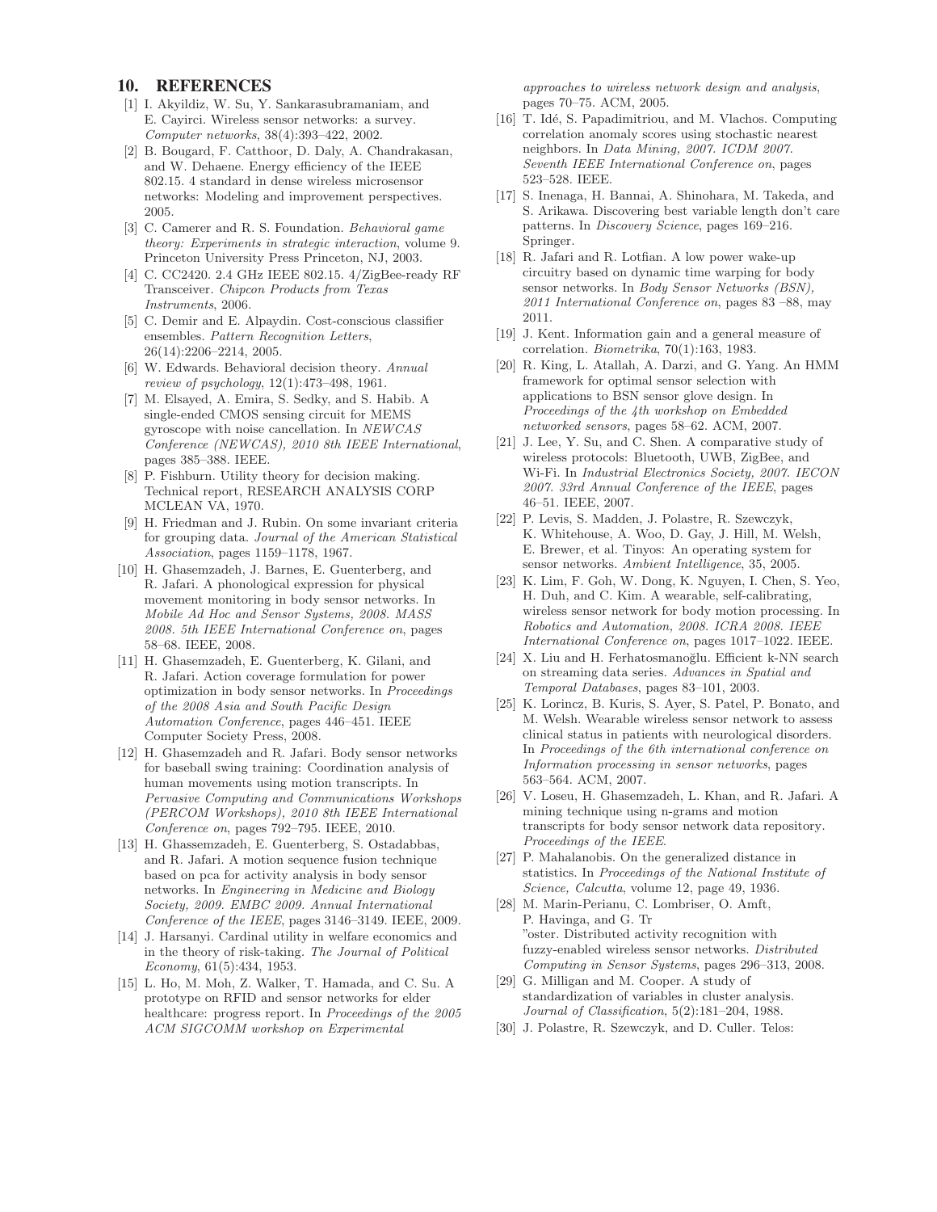## 10. REFERENCES

[1] I. Akyildiz, W. Su, Y. Sankarasubramaniam, and E. Cayirci. Wireless sensor networks: a survey. *Computer networks*, 38(4):393–422, 2002.

[2] B. Bougard, F. Catthoor, D. Daly, A. Chandrakasan, and W. Dehaene. Energy efficiency of the IEEE 802.15. 4 standard in dense wireless microsensor networks: Modeling and improvement perspectives. 2005.

[3] C. Camerer and R. S. Foundation. *Behavioral game theory: Experiments in strategic interaction*, volume 9. Princeton University Press Princeton, NJ, 2003.

[4] C. CC2420. 2.4 GHz IEEE 802.15. 4/ZigBee-ready RF Transceiver. *Chipcon Products from Texas Instruments*, 2006.

[5] C. Demir and E. Alpaydin. Cost-conscious classifier ensembles. *Pattern Recognition Letters*, 26(14):2206–2214, 2005.

[6] W. Edwards. Behavioral decision theory. *Annual review of psychology*, 12(1):473–498, 1961.

[7] M. Elsayed, A. Emira, S. Sedky, and S. Habib. A single-ended CMOS sensing circuit for MEMS gyroscope with noise cancellation. In *NEWCAS Conference (NEWCAS), 2010 8th IEEE International*, pages 385–388. IEEE.

[8] P. Fishburn. Utility theory for decision making. Technical report, RESEARCH ANALYSIS CORP MCLEAN VA, 1970.

[9] H. Friedman and J. Rubin. On some invariant criteria for grouping data. *Journal of the American Statistical Association*, pages 1159–1178, 1967.

[10] H. Ghasemzadeh, J. Barnes, E. Guenterberg, and R. Jafari. A phonological expression for physical movement monitoring in body sensor networks. In *Mobile Ad Hoc and Sensor Systems, 2008. MASS 2008. 5th IEEE International Conference on*, pages 58–68. IEEE, 2008.

[11] H. Ghasemzadeh, E. Guenterberg, K. Gilani, and R. Jafari. Action coverage formulation for power optimization in body sensor networks. In *Proceedings of the 2008 Asia and South Pacific Design Automation Conference*, pages 446–451. IEEE Computer Society Press, 2008.

[12] H. Ghasemzadeh and R. Jafari. Body sensor networks for baseball swing training: Coordination analysis of human movements using motion transcripts. In *Pervasive Computing and Communications Workshops (PERCOM Workshops), 2010 8th IEEE International Conference on*, pages 792–795. IEEE, 2010.

[13] H. Ghassemzadeh, E. Guenterberg, S. Ostadabbas, and R. Jafari. A motion sequence fusion technique based on pca for activity analysis in body sensor networks. In *Engineering in Medicine and Biology Society, 2009. EMBC 2009. Annual International Conference of the IEEE*, pages 3146–3149. IEEE, 2009.

[14] J. Harsanyi. Cardinal utility in welfare economics and in the theory of risk-taking. *The Journal of Political Economy*, 61(5):434, 1953.

[15] L. Ho, M. Moh, Z. Walker, T. Hamada, and C. Su. A prototype on RFID and sensor networks for elder healthcare: progress report. In *Proceedings of the 2005 ACM SIGCOMM workshop on Experimental approaches to wireless network design and analysis*, pages 70–75. ACM, 2005.

[16] T. Idé, S. Papadimitriou, and M. Vlachos. Computing correlation anomaly scores using stochastic nearest neighbors. In *Data Mining, 2007. ICDM 2007. Seventh IEEE International Conference on*, pages 523–528. IEEE.

[17] S. Inenaga, H. Bannai, A. Shinohara, M. Takeda, and S. Arikawa. Discovering best variable length don't care patterns. In *Discovery Science*, pages 169–216. Springer.

[18] R. Jafari and R. Lotfian. A low power wake-up circuitry based on dynamic time warping for body sensor networks. In *Body Sensor Networks (BSN), 2011 International Conference on*, pages 83 –88, may 2011.

[19] J. Kent. Information gain and a general measure of correlation. *Biometrika*, 70(1):163, 1983.

[20] R. King, L. Atallah, A. Darzi, and G. Yang. An HMM framework for optimal sensor selection with applications to BSN sensor glove design. In *Proceedings of the 4th workshop on Embedded networked sensors*, pages 58–62. ACM, 2007.

[21] J. Lee, Y. Su, and C. Shen. A comparative study of wireless protocols: Bluetooth, UWB, ZigBee, and Wi-Fi. In *Industrial Electronics Society, 2007. IECON 2007. 33rd Annual Conference of the IEEE*, pages 46–51. IEEE, 2007.

[22] P. Levis, S. Madden, J. Polastre, R. Szewczyk, K. Whitehouse, A. Woo, D. Gay, J. Hill, M. Welsh, E. Brewer, et al. Tinyos: An operating system for sensor networks. *Ambient Intelligence*, 35, 2005.

[23] K. Lim, F. Goh, W. Dong, K. Nguyen, I. Chen, S. Yeo, H. Duh, and C. Kim. A wearable, self-calibrating, wireless sensor network for body motion processing. In *Robotics and Automation, 2008. ICRA 2008. IEEE International Conference on*, pages 1017–1022. IEEE.

[24] X. Liu and H. Ferhatosmanoğlu. Efficient k-NN search on streaming data series. *Advances in Spatial and Temporal Databases*, pages 83–101, 2003.

[25] K. Lorincz, B. Kuris, S. Ayer, S. Patel, P. Bonato, and M. Welsh. Wearable wireless sensor network to assess clinical status in patients with neurological disorders. In *Proceedings of the 6th international conference on Information processing in sensor networks*, pages 563–564. ACM, 2007.

[26] V. Loseu, H. Ghasemzadeh, L. Khan, and R. Jafari. A mining technique using n-grams and motion transcripts for body sensor network data repository. *Proceedings of the IEEE*.

[27] P. Mahalanobis. On the generalized distance in statistics. In *Proceedings of the National Institute of Science, Calcutta*, volume 12, page 49, 1936.

[28] M. Marin-Perianu, C. Lombriser, O. Amft, P. Havinga, and G. Tr "oster. Distributed activity recognition with fuzzy-enabled wireless sensor networks. *Distributed Computing in Sensor Systems*, pages 296–313, 2008.

[29] G. Milligan and M. Cooper. A study of standardization of variables in cluster analysis. *Journal of Classification*, 5(2):181–204, 1988.

[30] J. Polastre, R. Szewczyk, and D. Culler. Telos: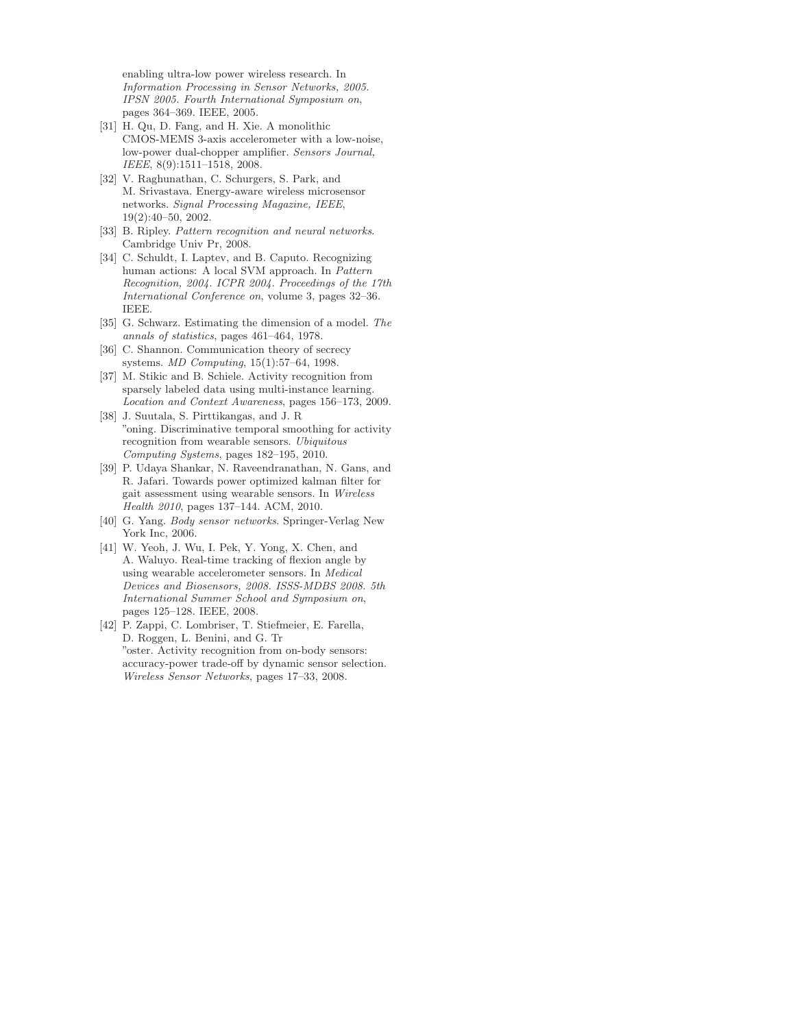enabling ultra-low power wireless research. In *Information Processing in Sensor Networks, 2005. IPSN 2005. Fourth International Symposium on*, pages 364–369. IEEE, 2005.

[31] H. Qu, D. Fang, and H. Xie. A monolithic CMOS-MEMS 3-axis accelerometer with a low-noise, low-power dual-chopper amplifier. *Sensors Journal, IEEE*, 8(9):1511–1518, 2008.

[32] V. Raghunathan, C. Schurgers, S. Park, and M. Srivastava. Energy-aware wireless microsensor networks. *Signal Processing Magazine, IEEE*, 19(2):40–50, 2002.

[33] B. Ripley. *Pattern recognition and neural networks*. Cambridge Univ Pr, 2008.

[34] C. Schuldt, I. Laptev, and B. Caputo. Recognizing human actions: A local SVM approach. In *Pattern Recognition, 2004. ICPR 2004. Proceedings of the 17th International Conference on*, volume 3, pages 32–36. IEEE.

[35] G. Schwarz. Estimating the dimension of a model. *The annals of statistics*, pages 461–464, 1978.

[36] C. Shannon. Communication theory of secrecy systems. *MD Computing*, 15(1):57–64, 1998.

[37] M. Stikic and B. Schiele. Activity recognition from sparsely labeled data using multi-instance learning. *Location and Context Awareness*, pages 156–173, 2009.

[38] J. Suutala, S. Pirttikangas, and J. R
"oning. Discriminative temporal smoothing for activity recognition from wearable sensors. *Ubiquitous Computing Systems*, pages 182–195, 2010.

[39] P. Udaya Shankar, N. Raveendranathan, N. Gans, and R. Jafari. Towards power optimized kalman filter for gait assessment using wearable sensors. In *Wireless Health 2010*, pages 137–144. ACM, 2010.

[40] G. Yang. *Body sensor networks*. Springer-Verlag New York Inc, 2006.

[41] W. Yeoh, J. Wu, I. Pek, Y. Yong, X. Chen, and A. Waluyo. Real-time tracking of flexion angle by using wearable accelerometer sensors. In *Medical Devices and Biosensors, 2008. ISSS-MDBS 2008. 5th International Summer School and Symposium on*, pages 125–128. IEEE, 2008.

[42] P. Zappi, C. Lombriser, T. Stiefmeier, E. Farella, D. Roggen, L. Benini, and G. Tr
"oster. Activity recognition from on-body sensors: accuracy-power trade-off by dynamic sensor selection. *Wireless Sensor Networks*, pages 17–33, 2008.